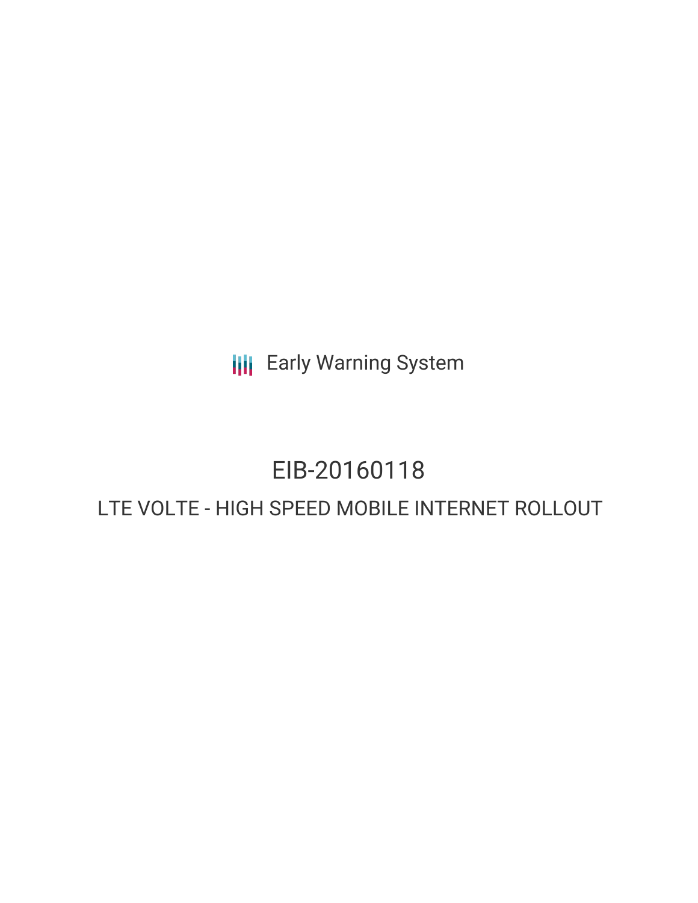Early Warning System

# EIB-20160118

## LTE VOLTE - HIGH SPEED MOBILE INTERNET ROLLOUT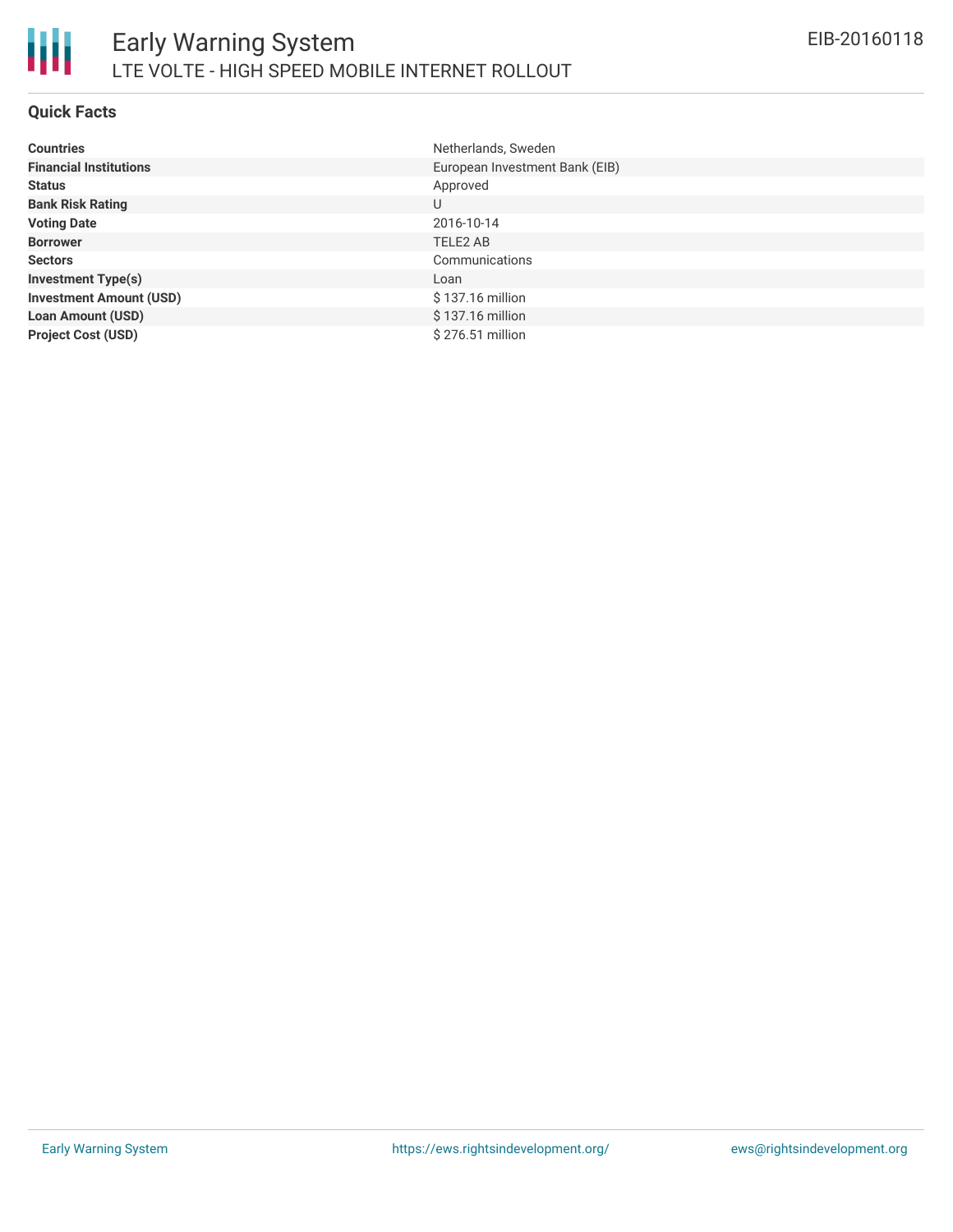# Early Warning System

## LTE VOLTE - HIGH SPEED MOBILE INTERNET ROLLOUT

EIB-20160118

### Quick Facts

| | |
|---|---|
| **Countries** | Netherlands, Sweden |
| **Financial Institutions** | European Investment Bank (EIB) |
| **Status** | Approved |
| **Bank Risk Rating** | U |
| **Voting Date** | 2016-10-14 |
| **Borrower** | TELE2 AB |
| **Sectors** | Communications |
| **Investment Type(s)** | Loan |
| **Investment Amount (USD)** | $ 137.16 million |
| **Loan Amount (USD)** | $ 137.16 million |
| **Project Cost (USD)** | $ 276.51 million |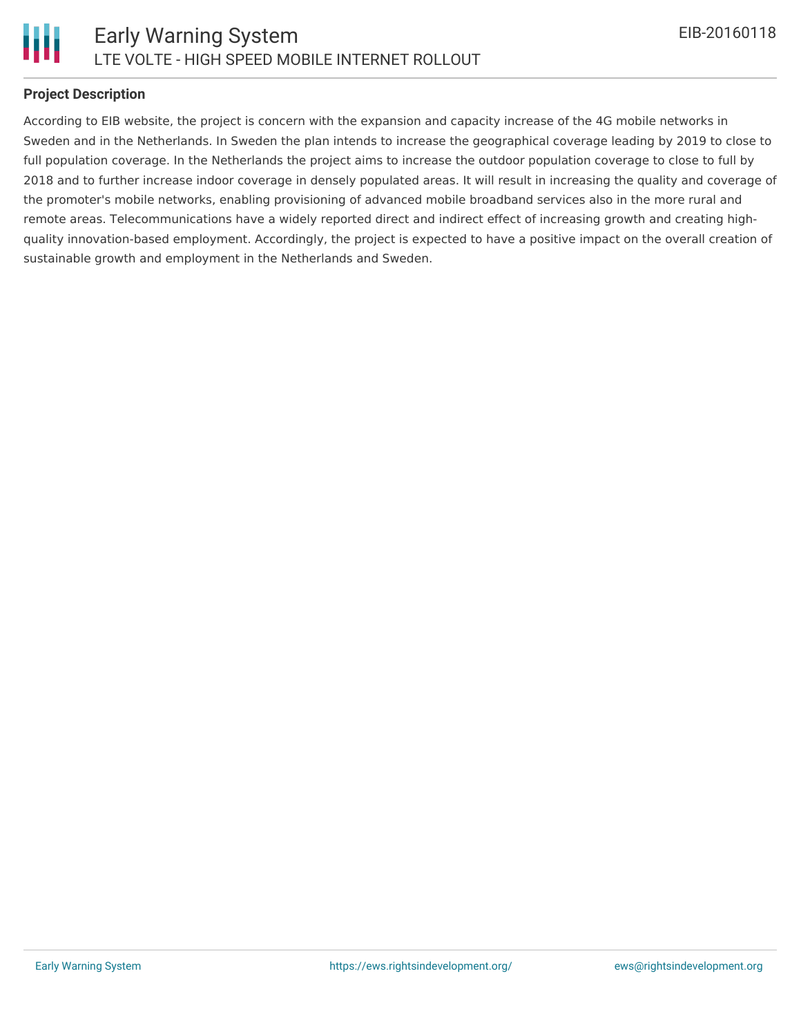**Project Description**

According to EIB website, the project is concern with the expansion and capacity increase of the 4G mobile networks in Sweden and in the Netherlands. In Sweden the plan intends to increase the geographical coverage leading by 2019 to close to full population coverage. In the Netherlands the project aims to increase the outdoor population coverage to close to full by 2018 and to further increase indoor coverage in densely populated areas. It will result in increasing the quality and coverage of the promoter's mobile networks, enabling provisioning of advanced mobile broadband services also in the more rural and remote areas. Telecommunications have a widely reported direct and indirect effect of increasing growth and creating high-quality innovation-based employment. Accordingly, the project is expected to have a positive impact on the overall creation of sustainable growth and employment in the Netherlands and Sweden.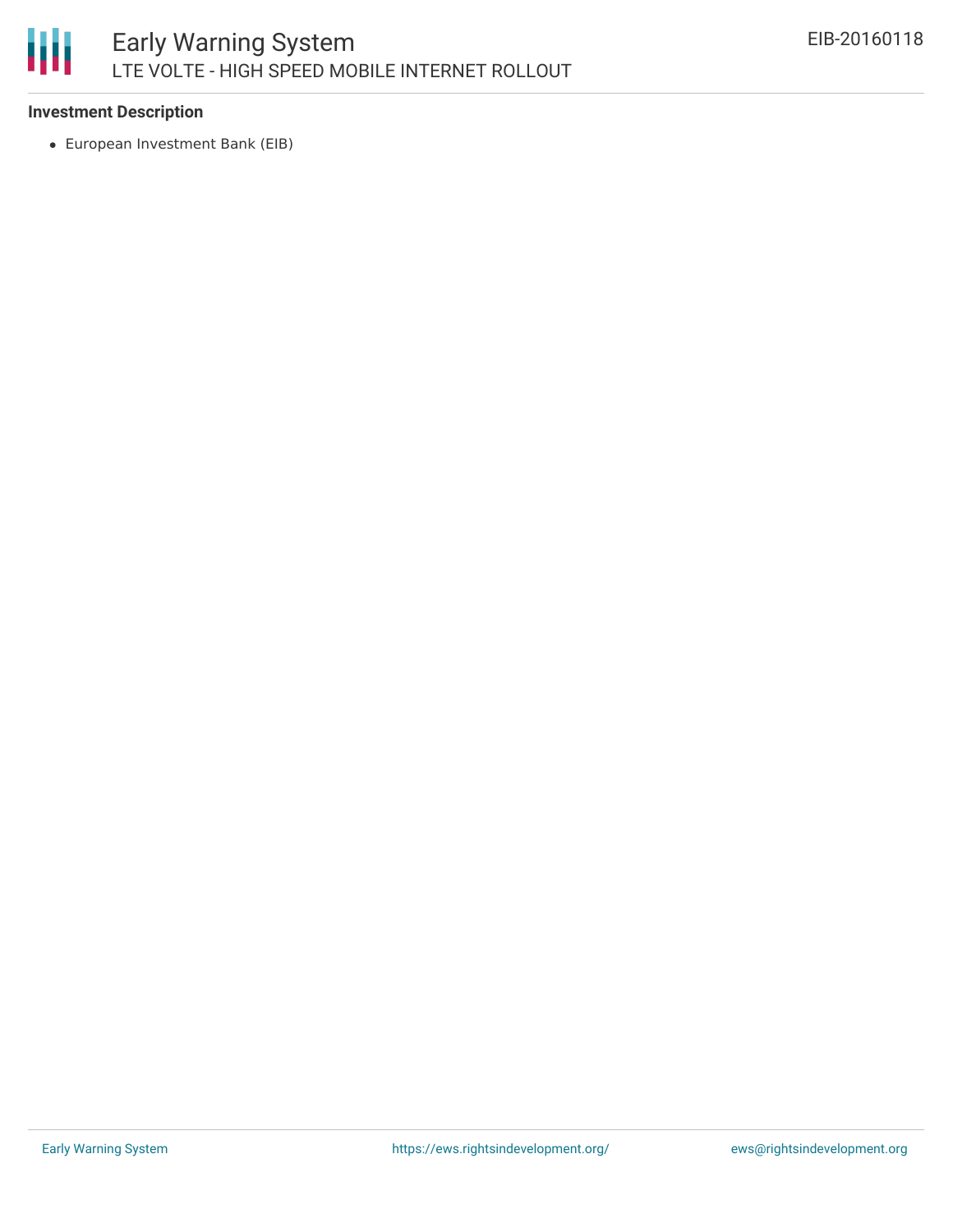**Investment Description**

- European Investment Bank (EIB)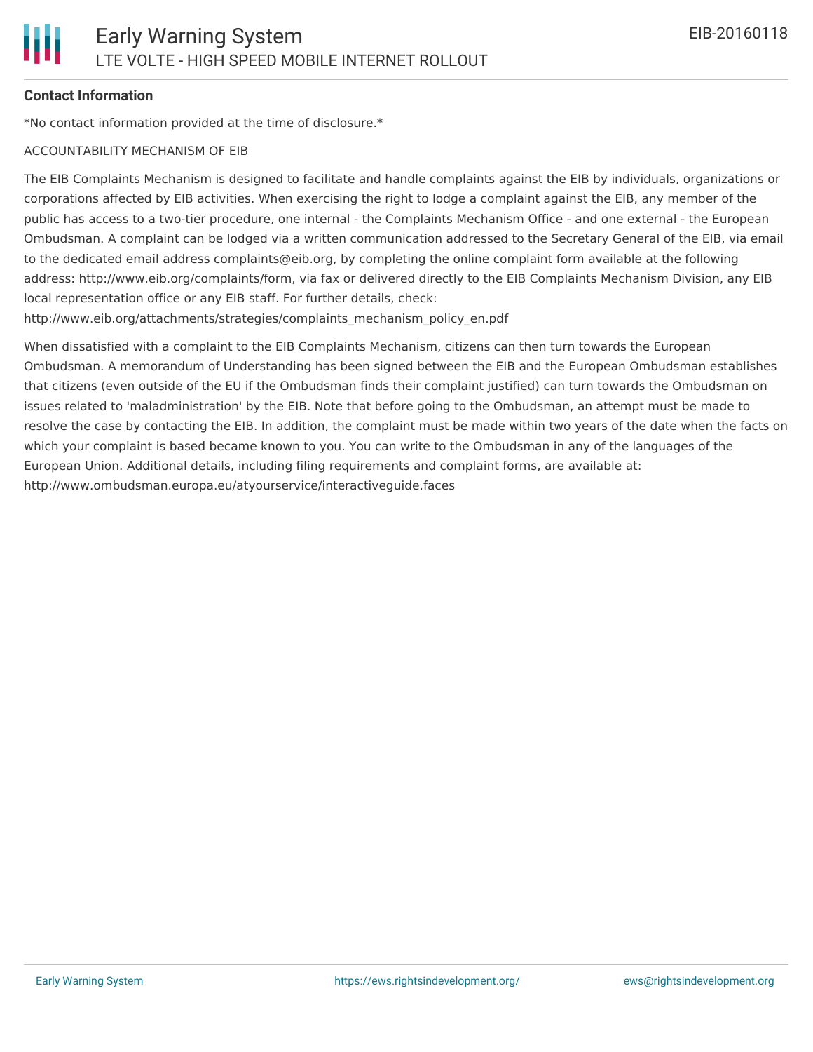**Contact Information**

*No contact information provided at the time of disclosure.*

ACCOUNTABILITY MECHANISM OF EIB

The EIB Complaints Mechanism is designed to facilitate and handle complaints against the EIB by individuals, organizations or corporations affected by EIB activities. When exercising the right to lodge a complaint against the EIB, any member of the public has access to a two-tier procedure, one internal - the Complaints Mechanism Office - and one external - the European Ombudsman. A complaint can be lodged via a written communication addressed to the Secretary General of the EIB, via email to the dedicated email address complaints@eib.org, by completing the online complaint form available at the following address: http://www.eib.org/complaints/form, via fax or delivered directly to the EIB Complaints Mechanism Division, any EIB local representation office or any EIB staff. For further details, check: http://www.eib.org/attachments/strategies/complaints_mechanism_policy_en.pdf

When dissatisfied with a complaint to the EIB Complaints Mechanism, citizens can then turn towards the European Ombudsman. A memorandum of Understanding has been signed between the EIB and the European Ombudsman establishes that citizens (even outside of the EU if the Ombudsman finds their complaint justified) can turn towards the Ombudsman on issues related to 'maladministration' by the EIB. Note that before going to the Ombudsman, an attempt must be made to resolve the case by contacting the EIB. In addition, the complaint must be made within two years of the date when the facts on which your complaint is based became known to you. You can write to the Ombudsman in any of the languages of the European Union. Additional details, including filing requirements and complaint forms, are available at: http://www.ombudsman.europa.eu/atyourservice/interactiveguide.faces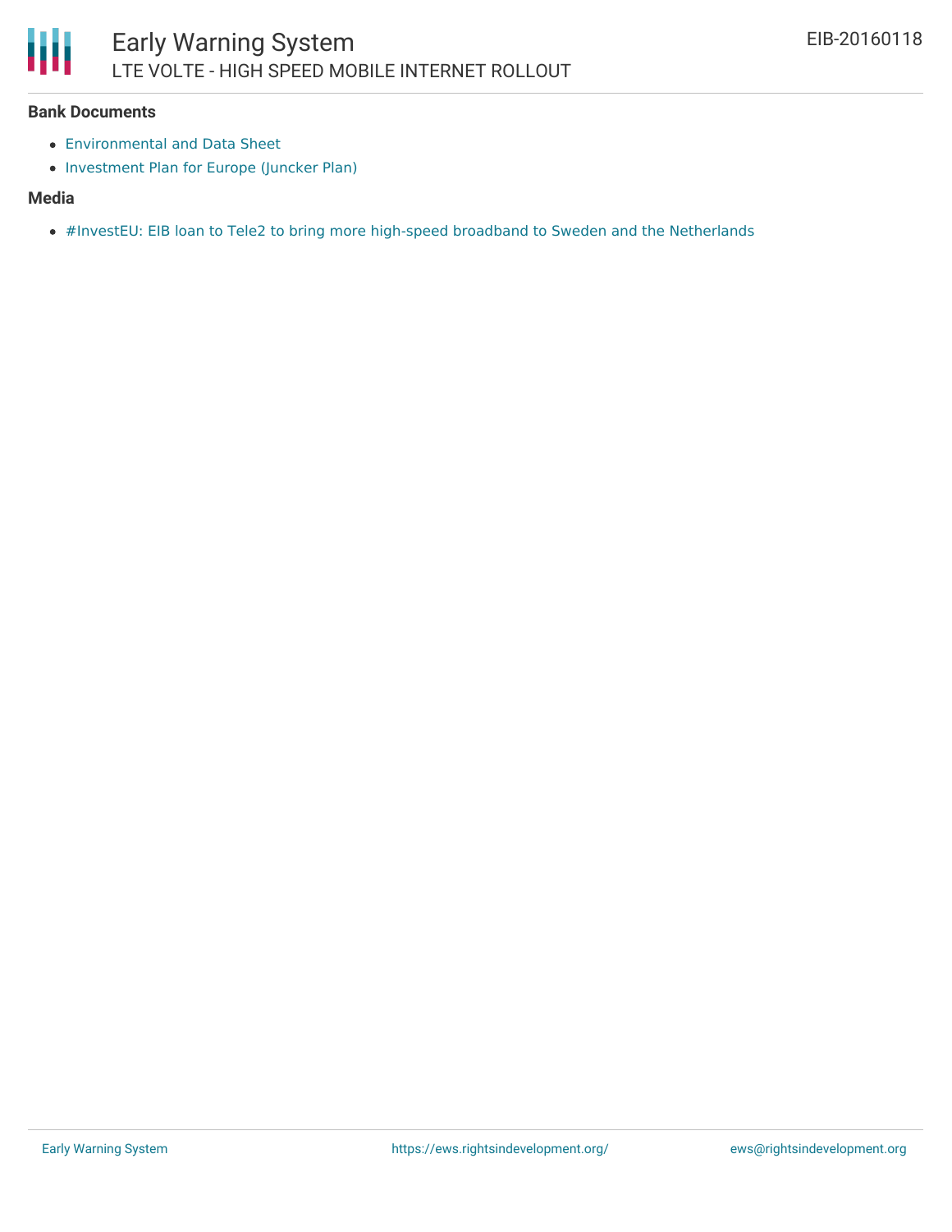**Bank Documents**

- Environmental and Data Sheet
- Investment Plan for Europe (Juncker Plan)

**Media**

- #InvestEU: EIB loan to Tele2 to bring more high-speed broadband to Sweden and the Netherlands